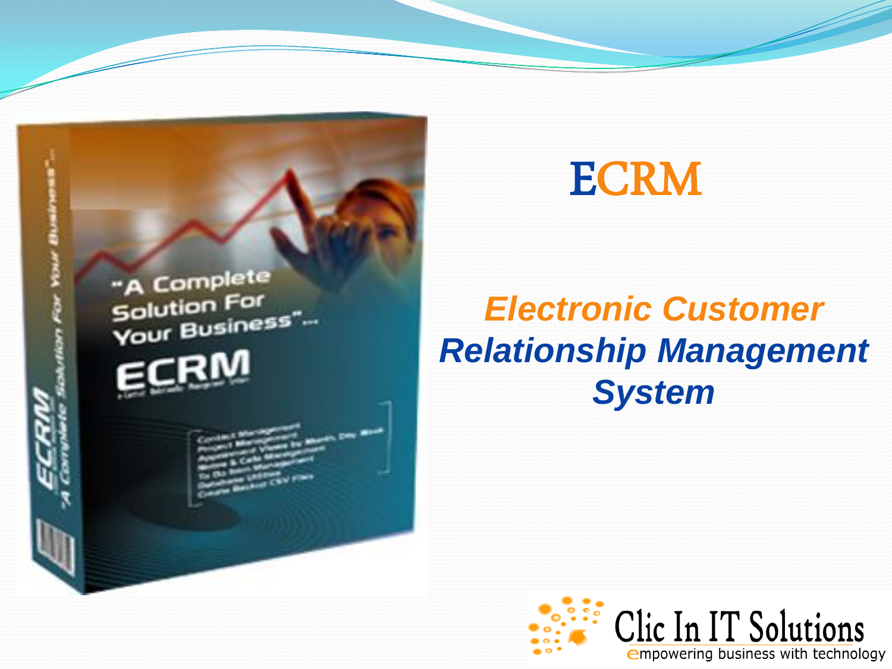# ECRM

***Electronic Customer Relationship Management System***

Clic In IT Solutions
empowering business with technology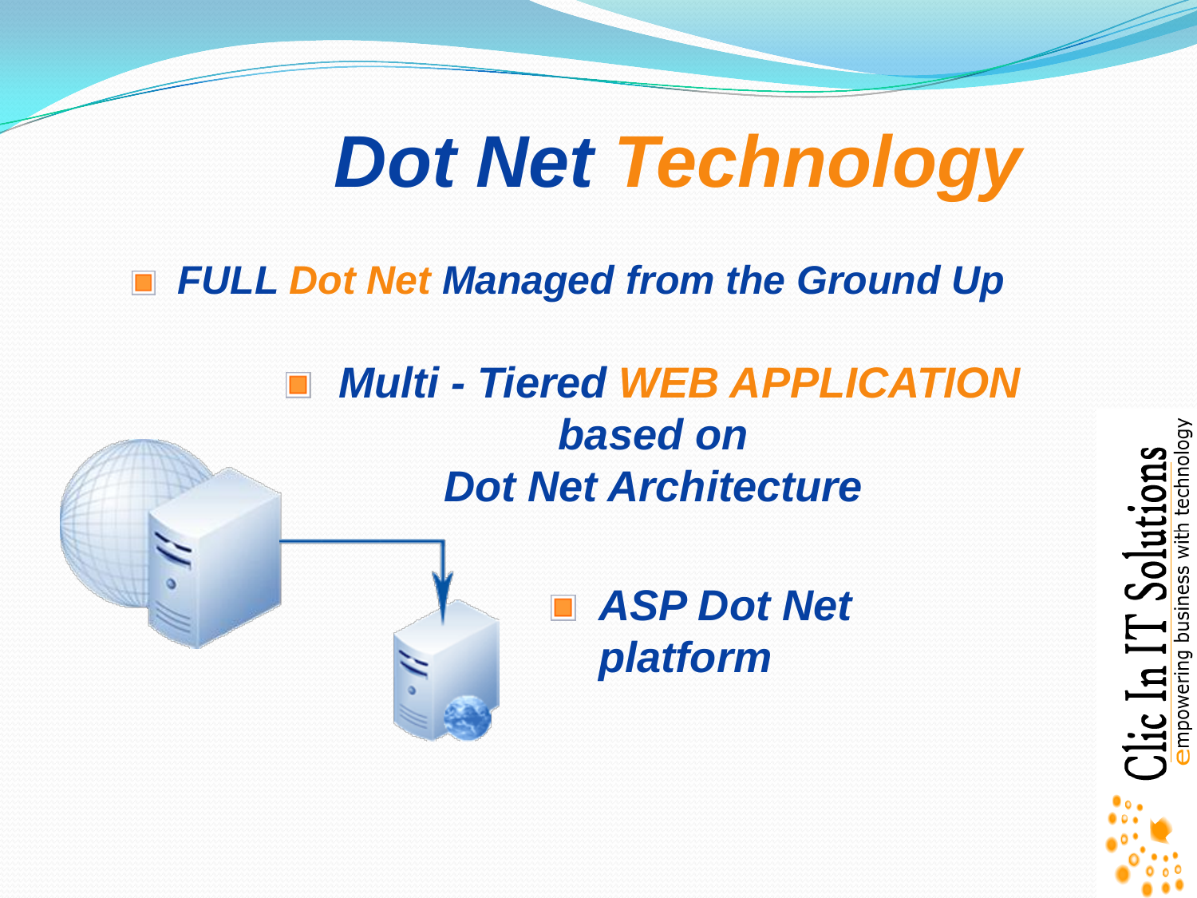# Dot Net Technology

- FULL Dot Net Managed from the Ground Up
  - Multi - Tiered WEB APPLICATION based on Dot Net Architecture
    - ASP Dot Net platform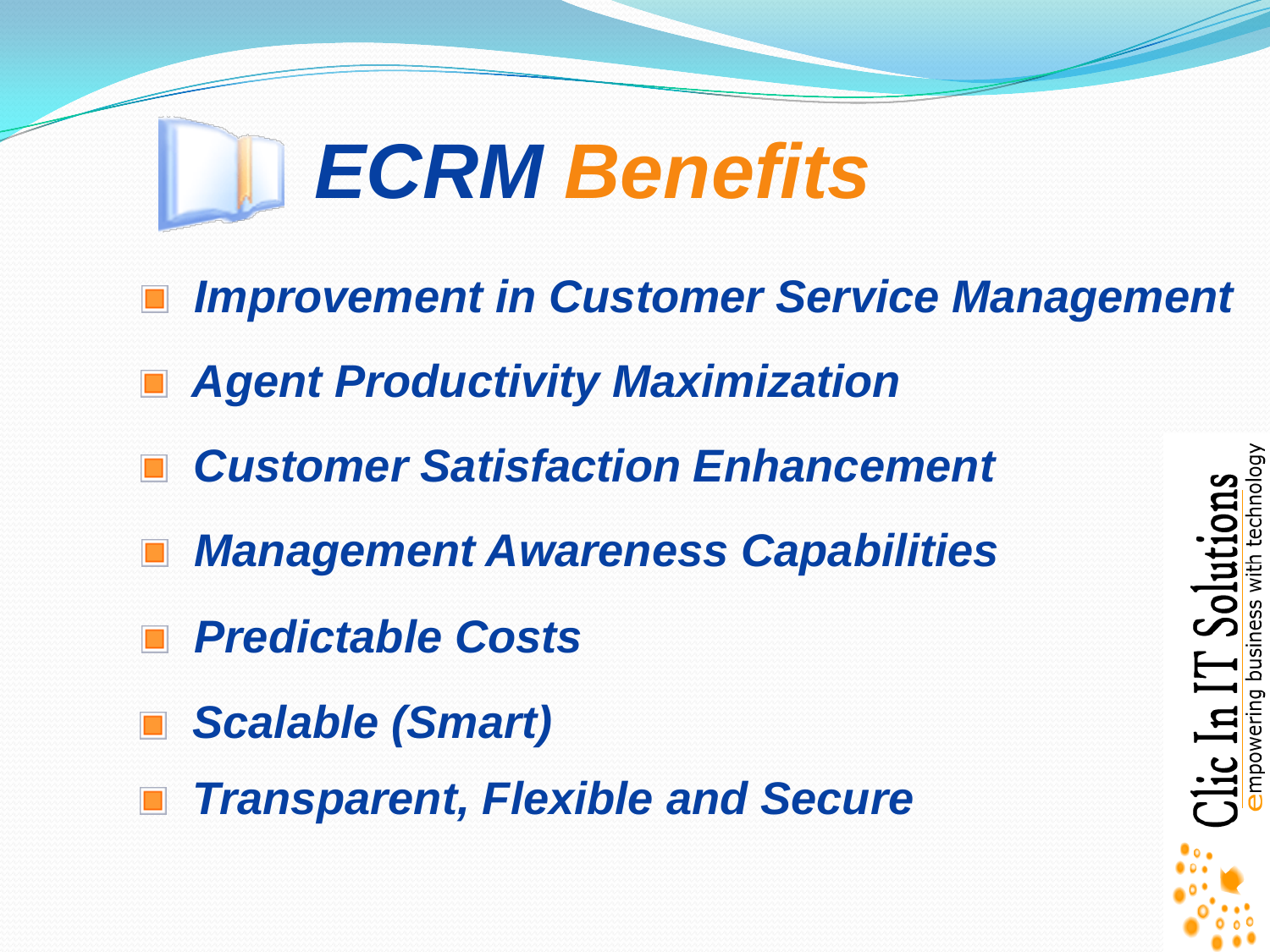# ECRM Benefits

- *Improvement in Customer Service Management*
- *Agent Productivity Maximization*
- *Customer Satisfaction Enhancement*
- *Management Awareness Capabilities*
- *Predictable Costs*
- *Scalable (Smart)*
- *Transparent, Flexible and Secure*

Clic In IT Solutions
empowering business with technology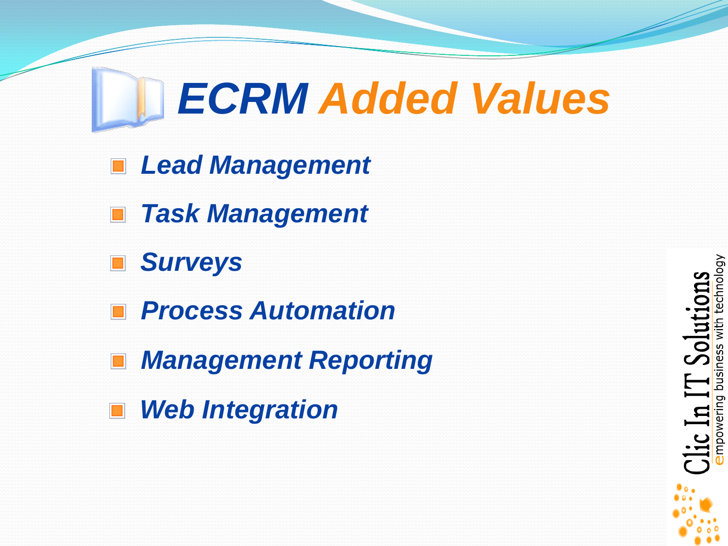# ECRM Added Values

- *Lead Management*
- *Task Management*
- *Surveys*
- *Process Automation*
- *Management Reporting*
- *Web Integration*

Clic In IT Solutions
empowering business with technology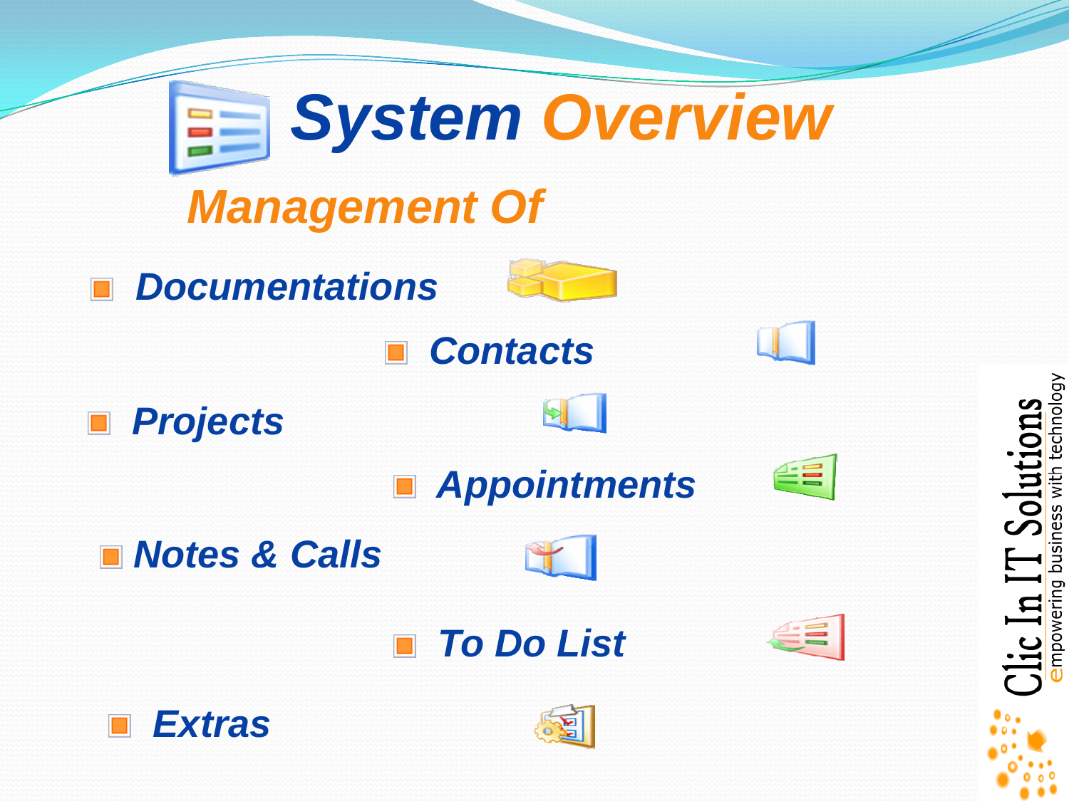# System Overview

## Management Of

- Documentations
- Contacts
- Projects
- Appointments
- Notes & Calls
- To Do List
- Extras

Clic In IT Solutions
empowering business with technology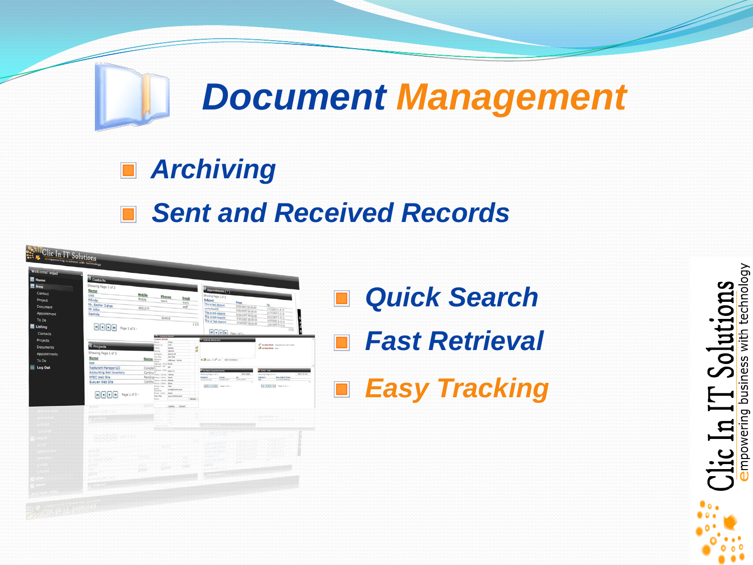# Document Management

- Archiving
- Sent and Received Records

- Quick Search
- Fast Retrieval
- Easy Tracking

Clic In IT Solutions
empowering business with technology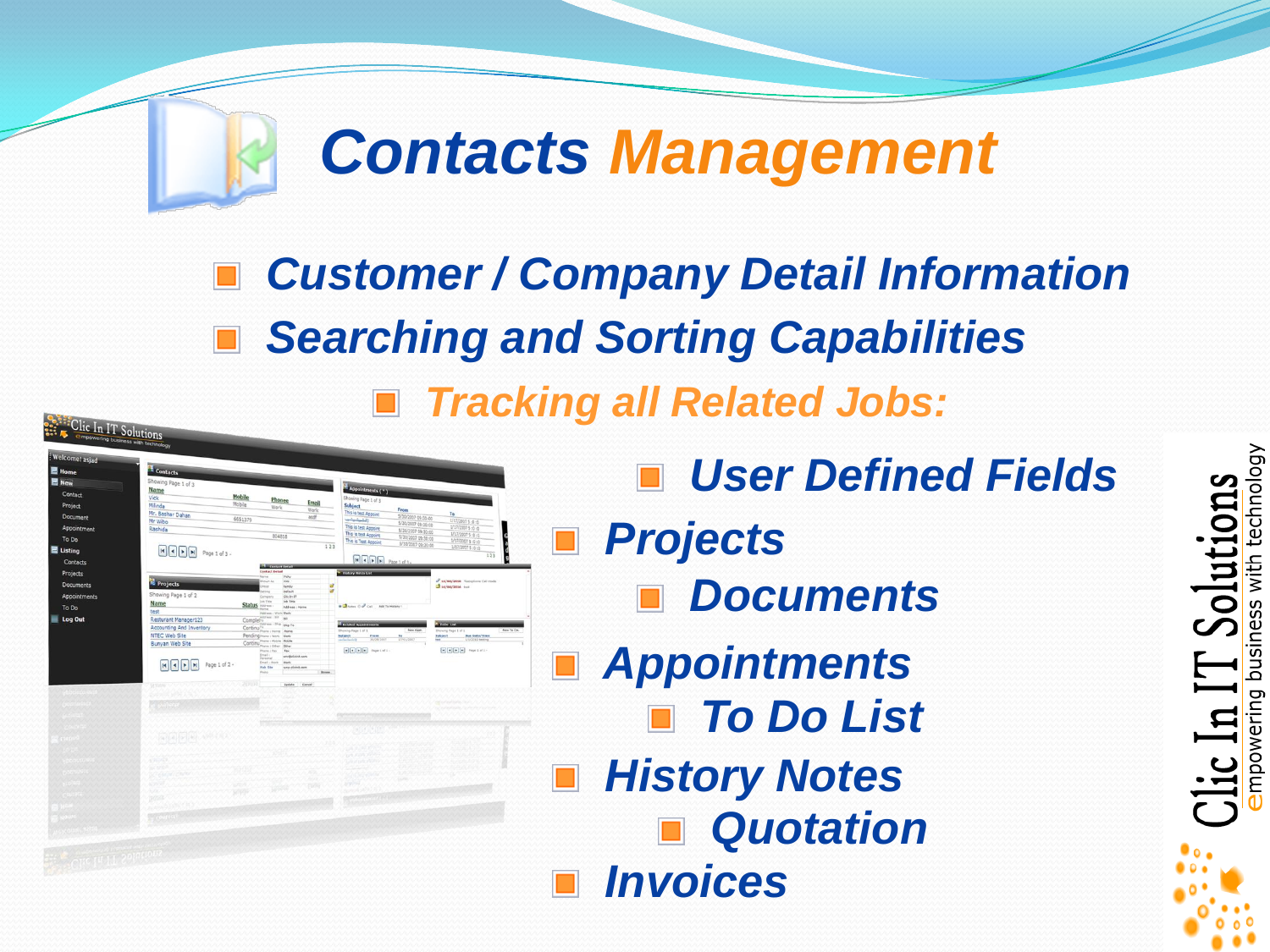# Contacts Management

- Customer / Company Detail Information
- Searching and Sorting Capabilities
- Tracking all Related Jobs:
  - User Defined Fields
  - Projects
  - Documents
  - Appointments
  - To Do List
  - History Notes
  - Quotation
  - Invoices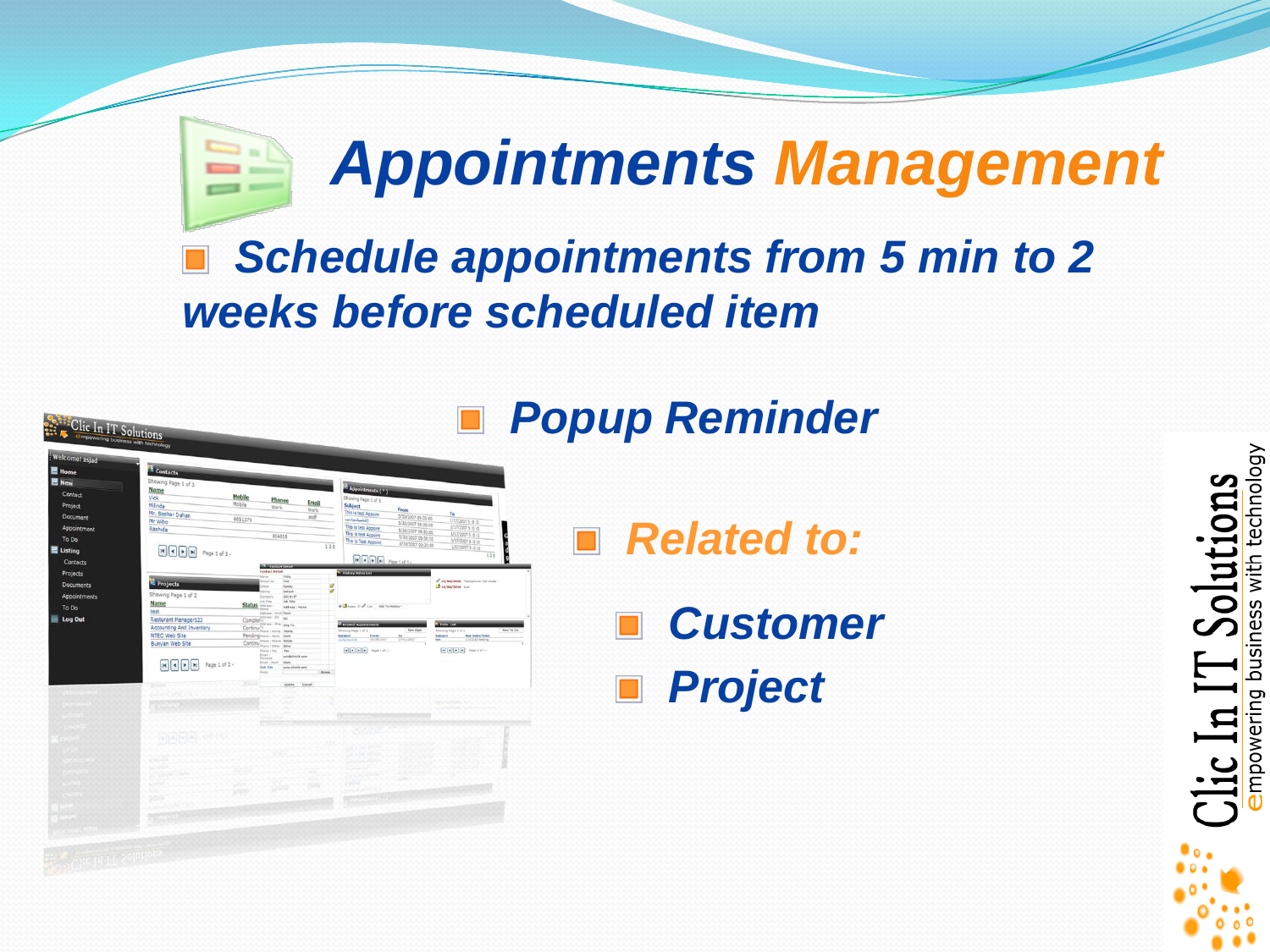# Appointments Management

- *Schedule appointments from 5 min to 2 weeks before scheduled item*

- *Popup Reminder*
  - *Related to:*
    - *Customer*
    - *Project*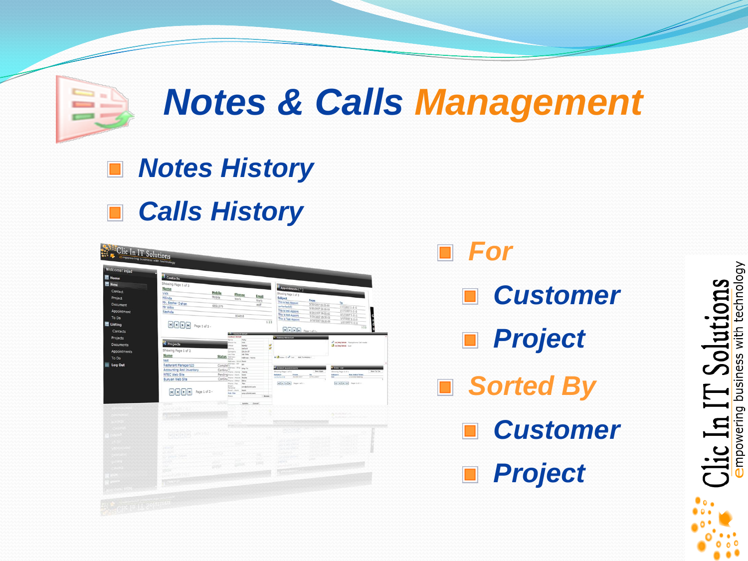# Notes & Calls Management

- Notes History
- Calls History

- For
  - Customer
  - Project
- Sorted By
  - Customer
  - Project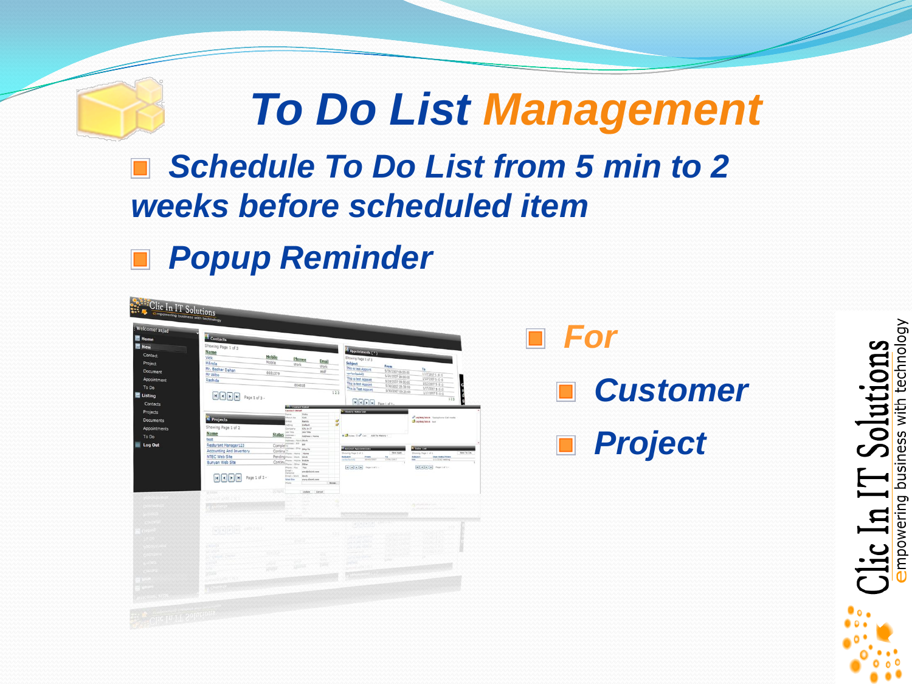# To Do List Management

- *Schedule To Do List from 5 min to 2 weeks before scheduled item*
- *Popup Reminder*

- *For*
  - *Customer*
  - *Project*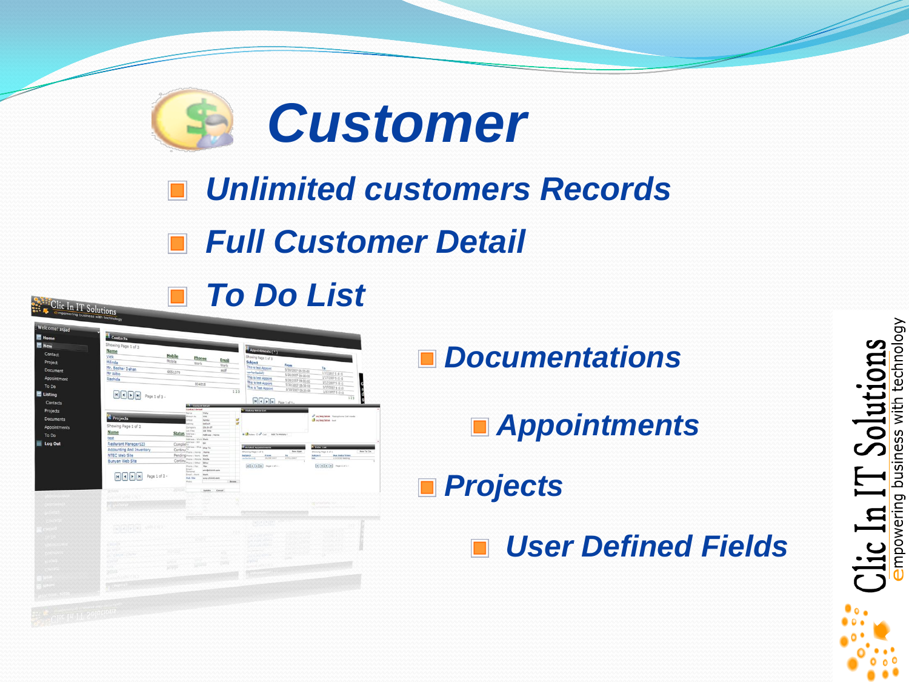# Customer

- Unlimited customers Records
- Full Customer Detail
- To Do List
- Documentations
- Appointments
- Projects
- User Defined Fields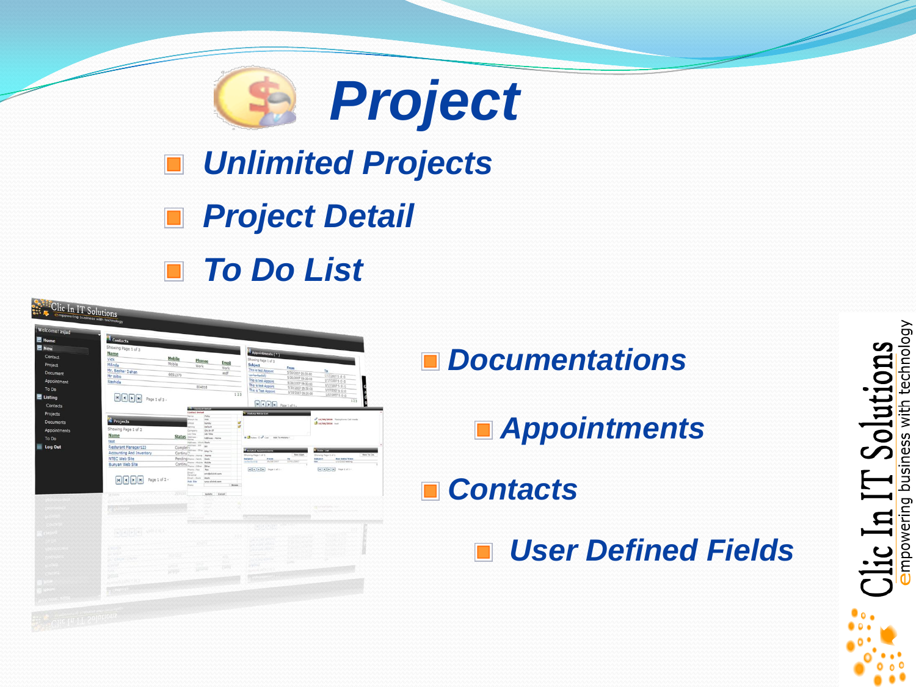# Project

- Unlimited Projects
- Project Detail
- To Do List

- Documentations
  - Appointments
- Contacts
  - User Defined Fields

Clic In IT Solutions
empowering business with technology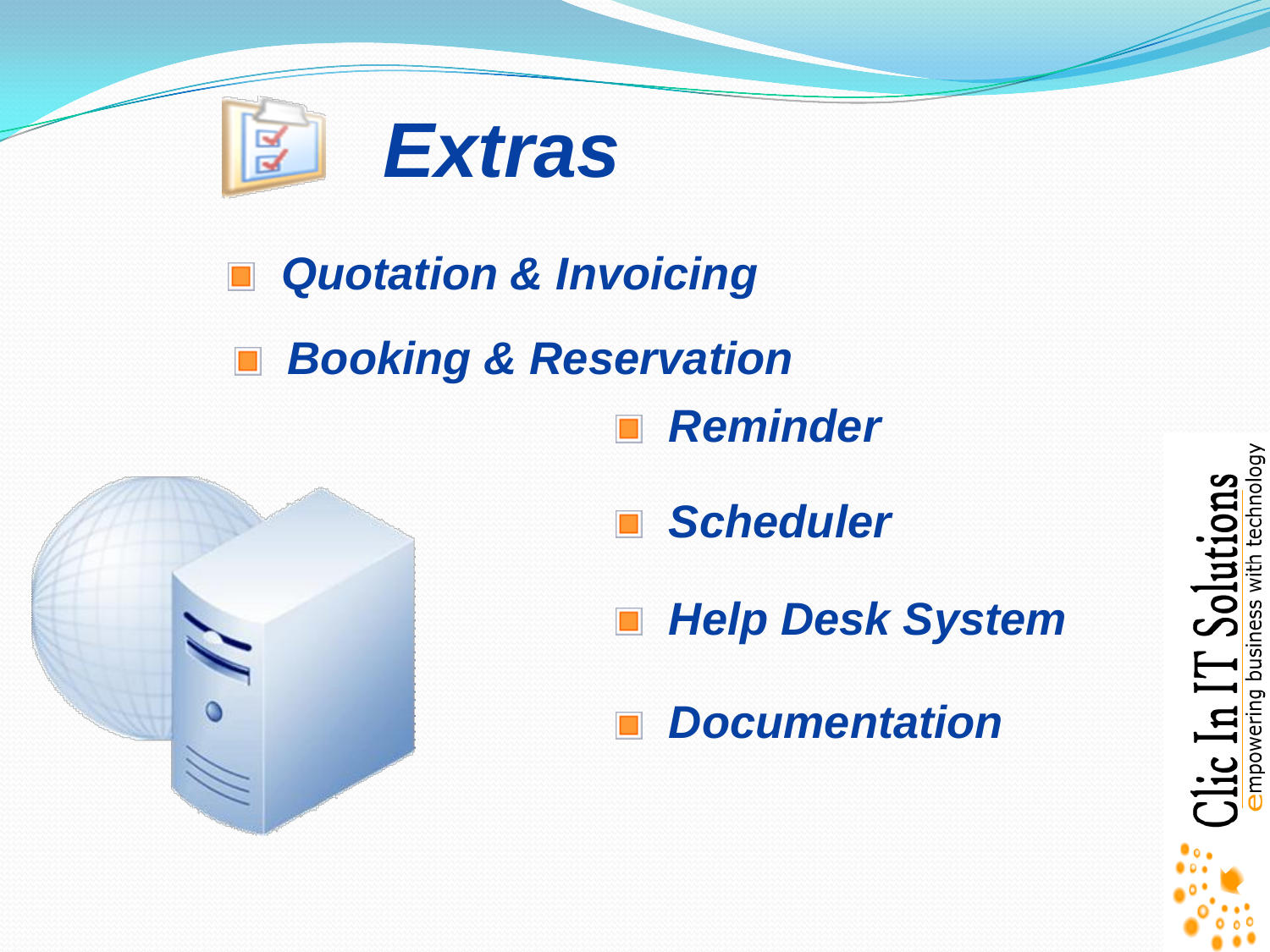# *Extras*

- ***Quotation & Invoicing***
- ***Booking & Reservation***
- ***Reminder***
- ***Scheduler***
- ***Help Desk System***
- ***Documentation***

Clic In IT Solutions
empowering business with technology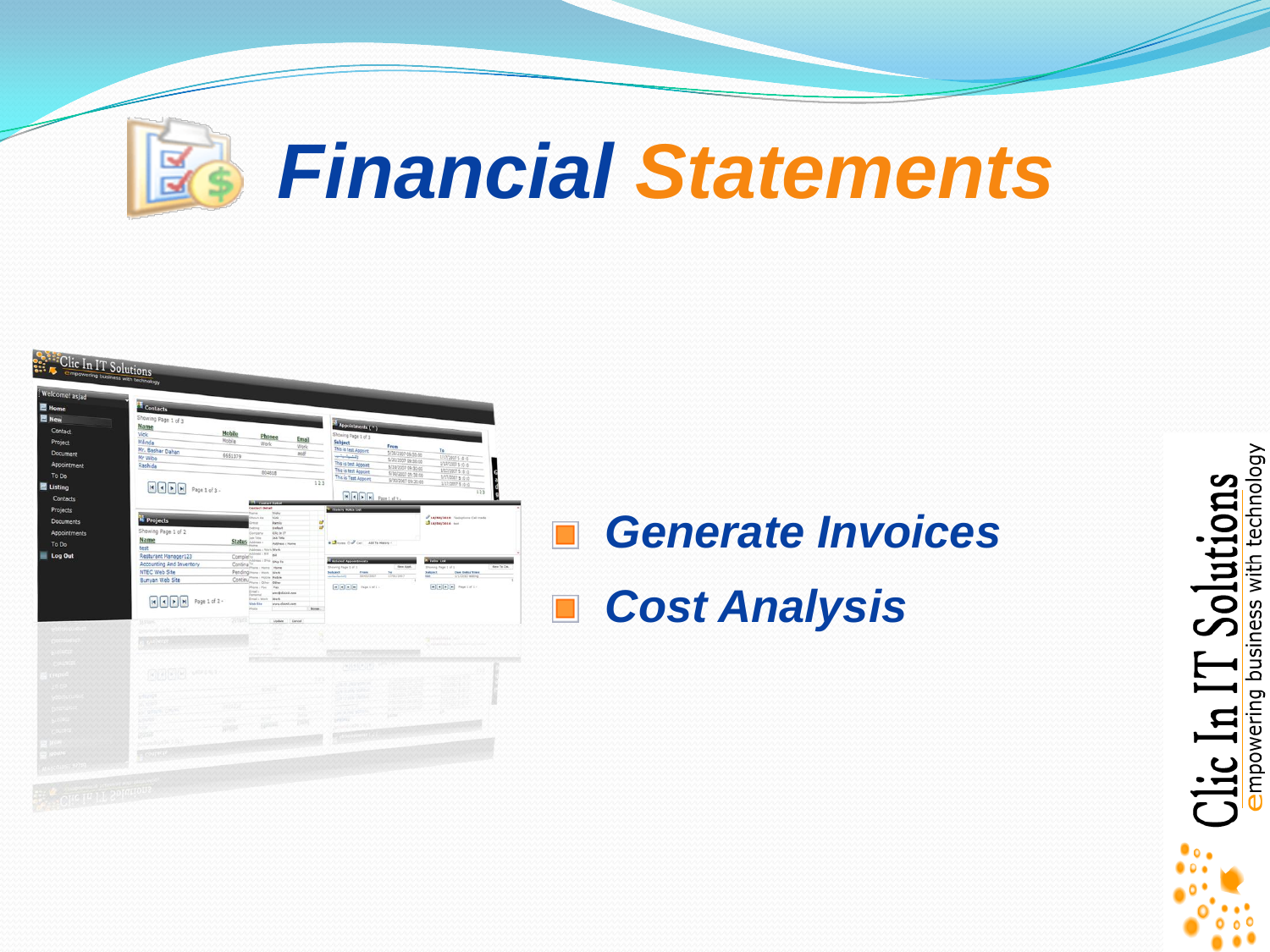# Financial Statements

- Generate Invoices
- Cost Analysis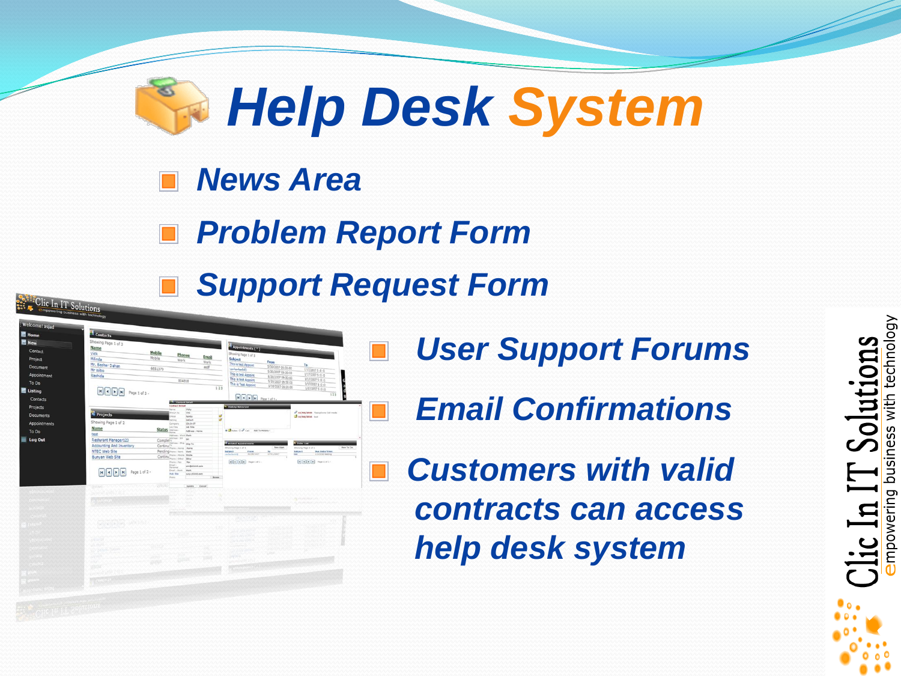# Help Desk System

- *News Area*
- *Problem Report Form*
- *Support Request Form*
- *User Support Forums*
- *Email Confirmations*
- *Customers with valid contracts can access help desk system*

Clic In IT Solutions
empowering business with technology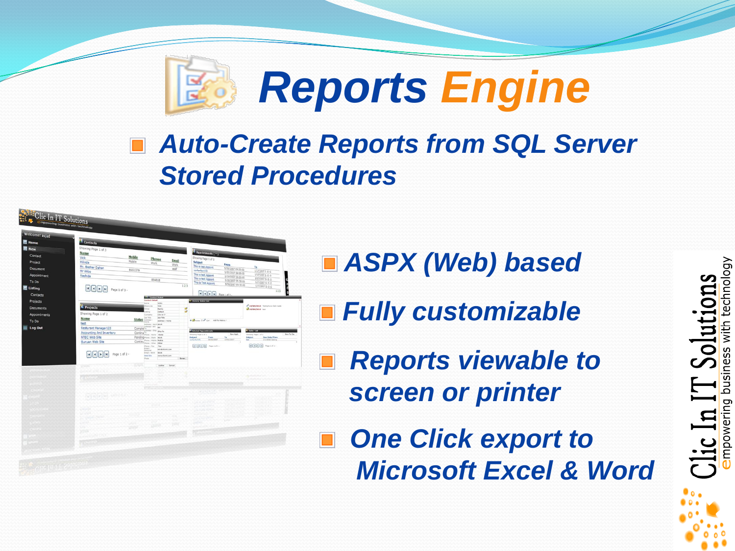# Reports Engine

- *Auto-Create Reports from SQL Server Stored Procedures*

- ***ASPX (Web) based***
- ***Fully customizable***
- ***Reports viewable to screen or printer***
- ***One Click export to Microsoft Excel & Word***

Clic In IT Solutions
empowering business with technology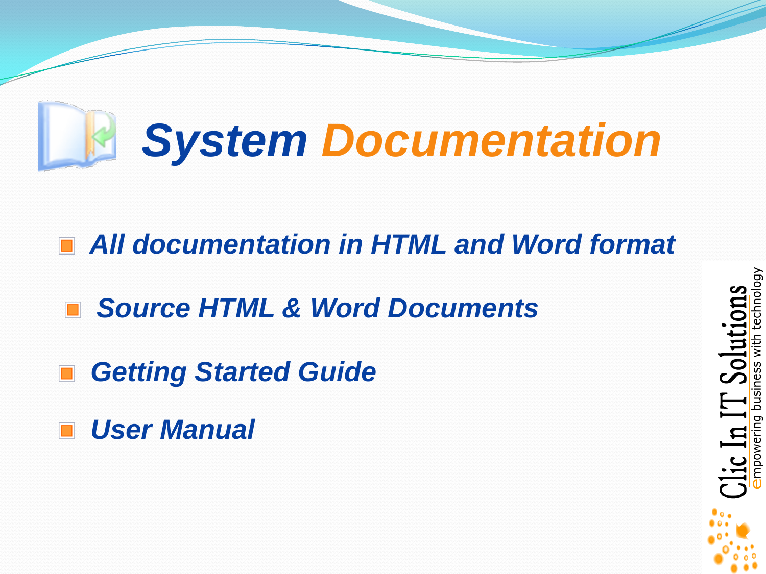# System Documentation

- *All documentation in HTML and Word format*
- *Source HTML & Word Documents*
- *Getting Started Guide*
- *User Manual*

Clic In IT Solutions
empowering business with technology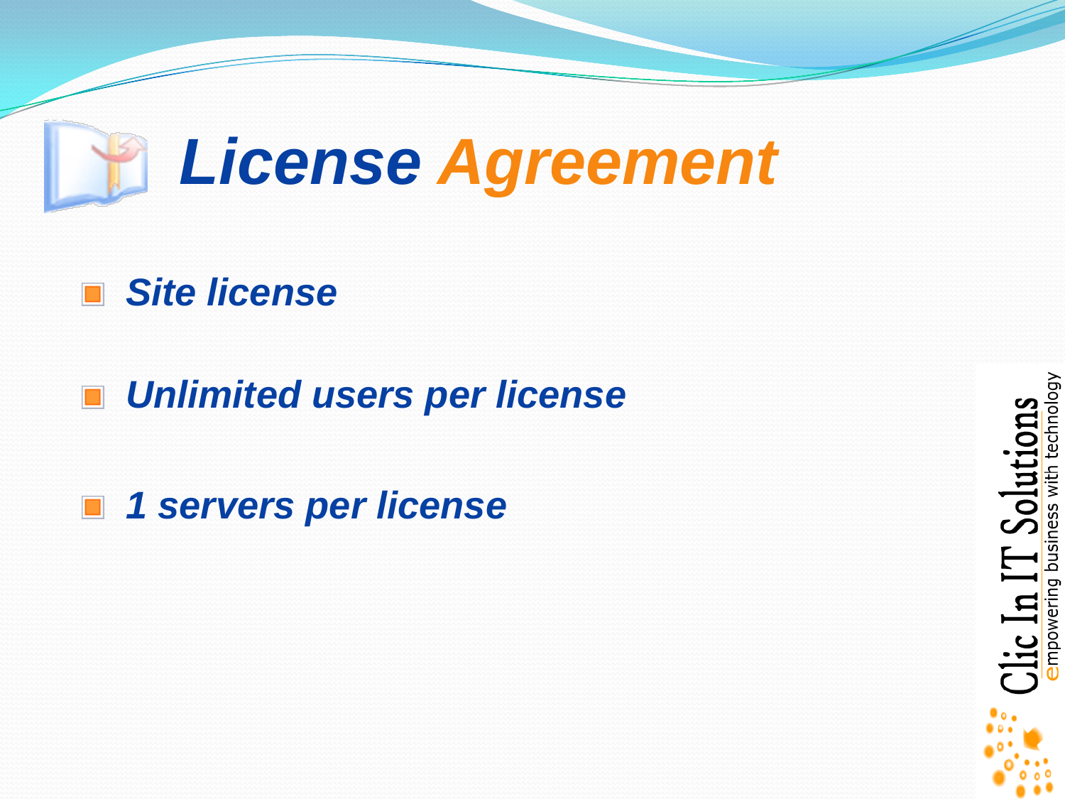# License Agreement

- *Site license*
- *Unlimited users per license*
- *1 servers per license*

Clic In IT Solutions
empowering business with technology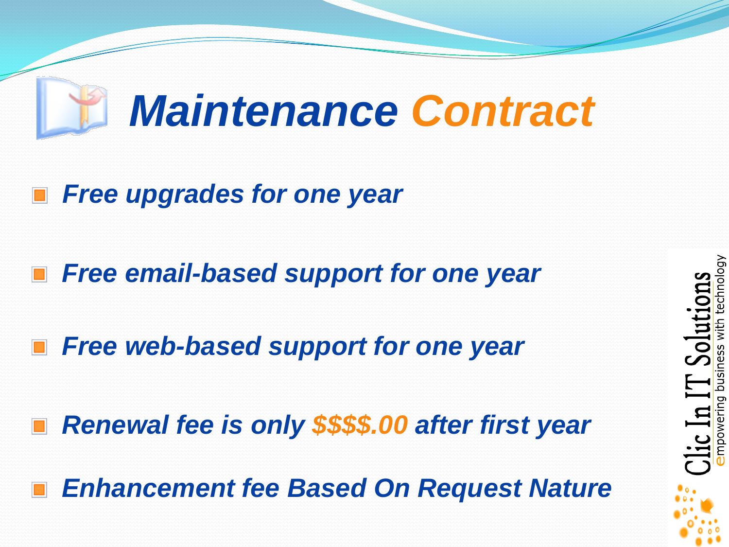# *Maintenance Contract*

- ***Free upgrades for one year***
- ***Free email-based support for one year***
- ***Free web-based support for one year***
- ***Renewal fee is only $$$$.00 after first year***
- ***Enhancement fee Based On Request Nature***

Clic In IT Solutions
empowering business with technology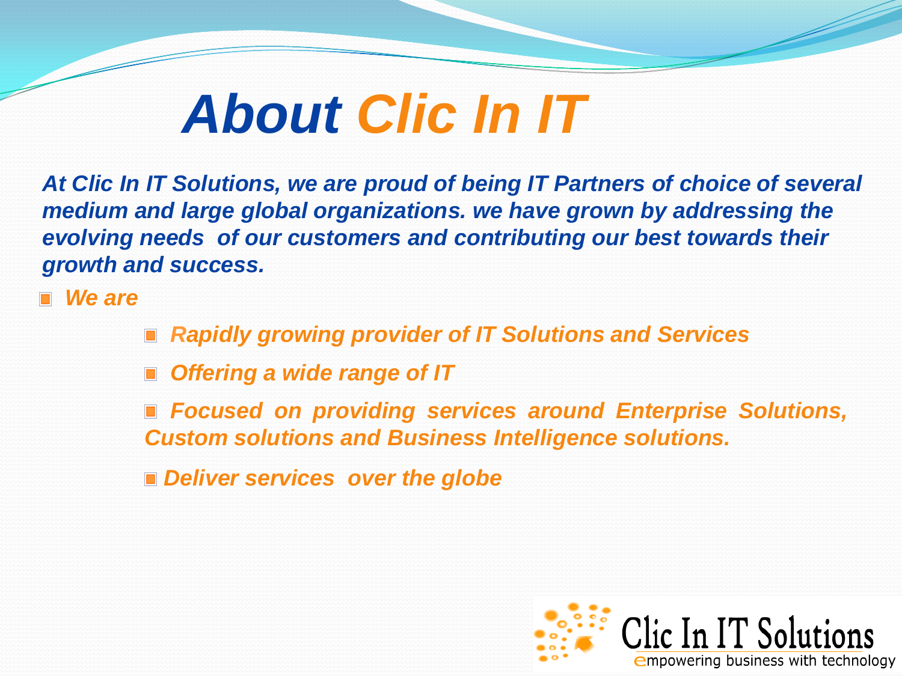# *About Clic In IT*

***At Clic In IT Solutions, we are proud of being IT Partners of choice of several medium and large global organizations. we have grown by addressing the evolving needs of our customers and contributing our best towards their growth and success.***

- ***We are***
  - ***Rapidly growing provider of IT Solutions and Services***
  - ***Offering a wide range of IT***
  - ***Focused on providing services around Enterprise Solutions, Custom solutions and Business Intelligence solutions.***
  - ***Deliver services over the globe***

Clic In IT Solutions

empowering business with technology